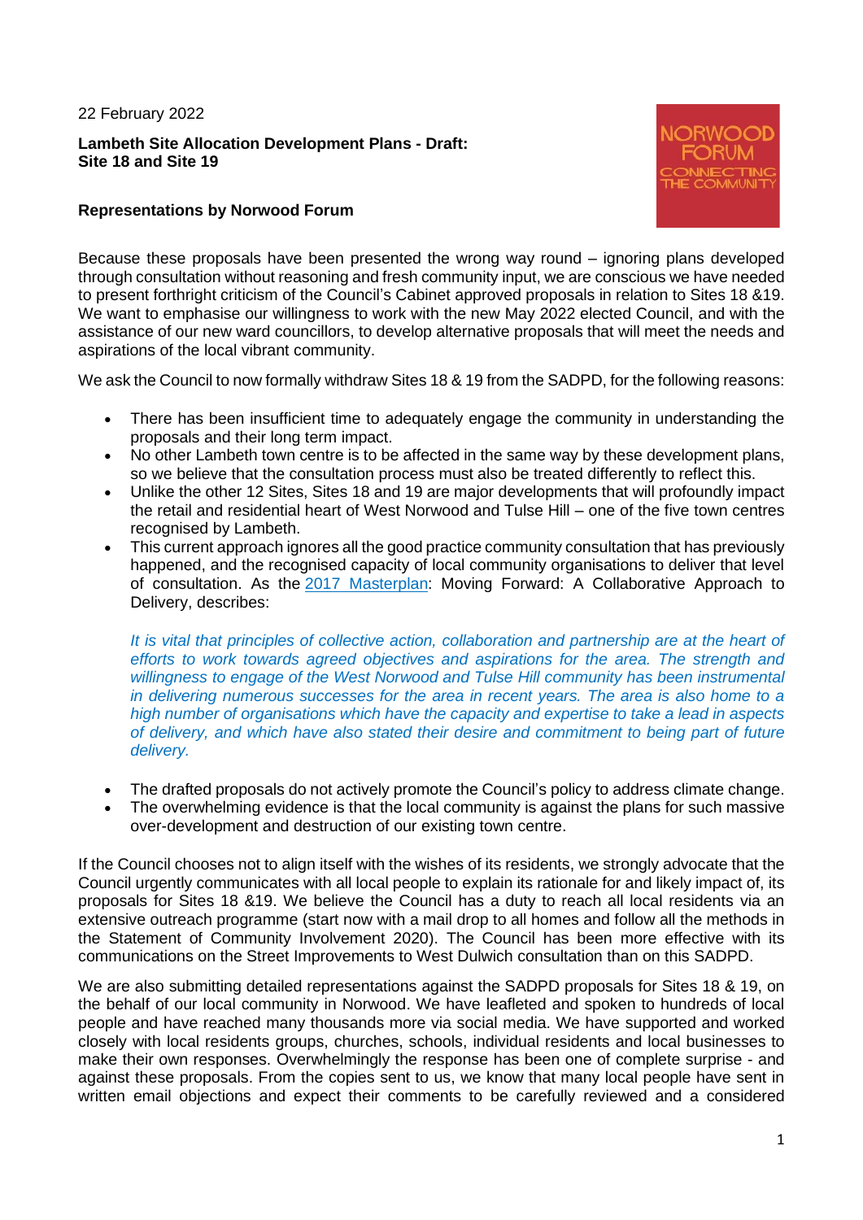22 February 2022

**Lambeth Site Allocation Development Plans - Draft:**
**Site 18 and Site 19**

NORWOOD FORUM
CONNECTING THE COMMUNITY

**Representations by Norwood Forum**

Because these proposals have been presented the wrong way round – ignoring plans developed through consultation without reasoning and fresh community input, we are conscious we have needed to present forthright criticism of the Council's Cabinet approved proposals in relation to Sites 18 &19. We want to emphasise our willingness to work with the new May 2022 elected Council, and with the assistance of our new ward councillors, to develop alternative proposals that will meet the needs and aspirations of the local vibrant community.

We ask the Council to now formally withdraw Sites 18 & 19 from the SADPD, for the following reasons:

- There has been insufficient time to adequately engage the community in understanding the proposals and their long term impact.
- No other Lambeth town centre is to be affected in the same way by these development plans, so we believe that the consultation process must also be treated differently to reflect this.
- Unlike the other 12 Sites, Sites 18 and 19 are major developments that will profoundly impact the retail and residential heart of West Norwood and Tulse Hill – one of the five town centres recognised by Lambeth.
- This current approach ignores all the good practice community consultation that has previously happened, and the recognised capacity of local community organisations to deliver that level of consultation. As the 2017 Masterplan: Moving Forward: A Collaborative Approach to Delivery, describes:

  *It is vital that principles of collective action, collaboration and partnership are at the heart of efforts to work towards agreed objectives and aspirations for the area. The strength and willingness to engage of the West Norwood and Tulse Hill community has been instrumental in delivering numerous successes for the area in recent years. The area is also home to a high number of organisations which have the capacity and expertise to take a lead in aspects of delivery, and which have also stated their desire and commitment to being part of future delivery.*

- The drafted proposals do not actively promote the Council's policy to address climate change.
- The overwhelming evidence is that the local community is against the plans for such massive over-development and destruction of our existing town centre.

If the Council chooses not to align itself with the wishes of its residents, we strongly advocate that the Council urgently communicates with all local people to explain its rationale for and likely impact of, its proposals for Sites 18 &19. We believe the Council has a duty to reach all local residents via an extensive outreach programme (start now with a mail drop to all homes and follow all the methods in the Statement of Community Involvement 2020). The Council has been more effective with its communications on the Street Improvements to West Dulwich consultation than on this SADPD.

We are also submitting detailed representations against the SADPD proposals for Sites 18 & 19, on the behalf of our local community in Norwood. We have leafleted and spoken to hundreds of local people and have reached many thousands more via social media. We have supported and worked closely with local residents groups, churches, schools, individual residents and local businesses to make their own responses. Overwhelmingly the response has been one of complete surprise - and against these proposals. From the copies sent to us, we know that many local people have sent in written email objections and expect their comments to be carefully reviewed and a considered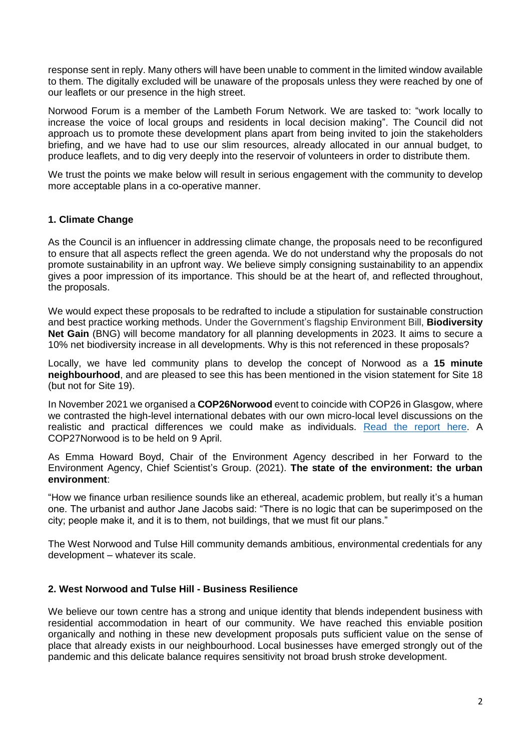response sent in reply. Many others will have been unable to comment in the limited window available to them. The digitally excluded will be unaware of the proposals unless they were reached by one of our leaflets or our presence in the high street.

Norwood Forum is a member of the Lambeth Forum Network. We are tasked to: "work locally to increase the voice of local groups and residents in local decision making". The Council did not approach us to promote these development plans apart from being invited to join the stakeholders briefing, and we have had to use our slim resources, already allocated in our annual budget, to produce leaflets, and to dig very deeply into the reservoir of volunteers in order to distribute them.

We trust the points we make below will result in serious engagement with the community to develop more acceptable plans in a co-operative manner.

## 1. Climate Change

As the Council is an influencer in addressing climate change, the proposals need to be reconfigured to ensure that all aspects reflect the green agenda. We do not understand why the proposals do not promote sustainability in an upfront way. We believe simply consigning sustainability to an appendix gives a poor impression of its importance. This should be at the heart of, and reflected throughout, the proposals.

We would expect these proposals to be redrafted to include a stipulation for sustainable construction and best practice working methods. Under the Government's flagship Environment Bill, **Biodiversity Net Gain** (BNG) will become mandatory for all planning developments in 2023. It aims to secure a 10% net biodiversity increase in all developments. Why is this not referenced in these proposals?

Locally, we have led community plans to develop the concept of Norwood as a **15 minute neighbourhood**, and are pleased to see this has been mentioned in the vision statement for Site 18 (but not for Site 19).

In November 2021 we organised a **COP26Norwood** event to coincide with COP26 in Glasgow, where we contrasted the high-level international debates with our own micro-local level discussions on the realistic and practical differences we could make as individuals. [Read the report here](). A COP27Norwood is to be held on 9 April.

As Emma Howard Boyd, Chair of the Environment Agency described in her Forward to the Environment Agency, Chief Scientist's Group. (2021). **The state of the environment: the urban environment**:

"How we finance urban resilience sounds like an ethereal, academic problem, but really it's a human one. The urbanist and author Jane Jacobs said: "There is no logic that can be superimposed on the city; people make it, and it is to them, not buildings, that we must fit our plans."

The West Norwood and Tulse Hill community demands ambitious, environmental credentials for any development – whatever its scale.

## 2. West Norwood and Tulse Hill - Business Resilience

We believe our town centre has a strong and unique identity that blends independent business with residential accommodation in heart of our community. We have reached this enviable position organically and nothing in these new development proposals puts sufficient value on the sense of place that already exists in our neighbourhood. Local businesses have emerged strongly out of the pandemic and this delicate balance requires sensitivity not broad brush stroke development.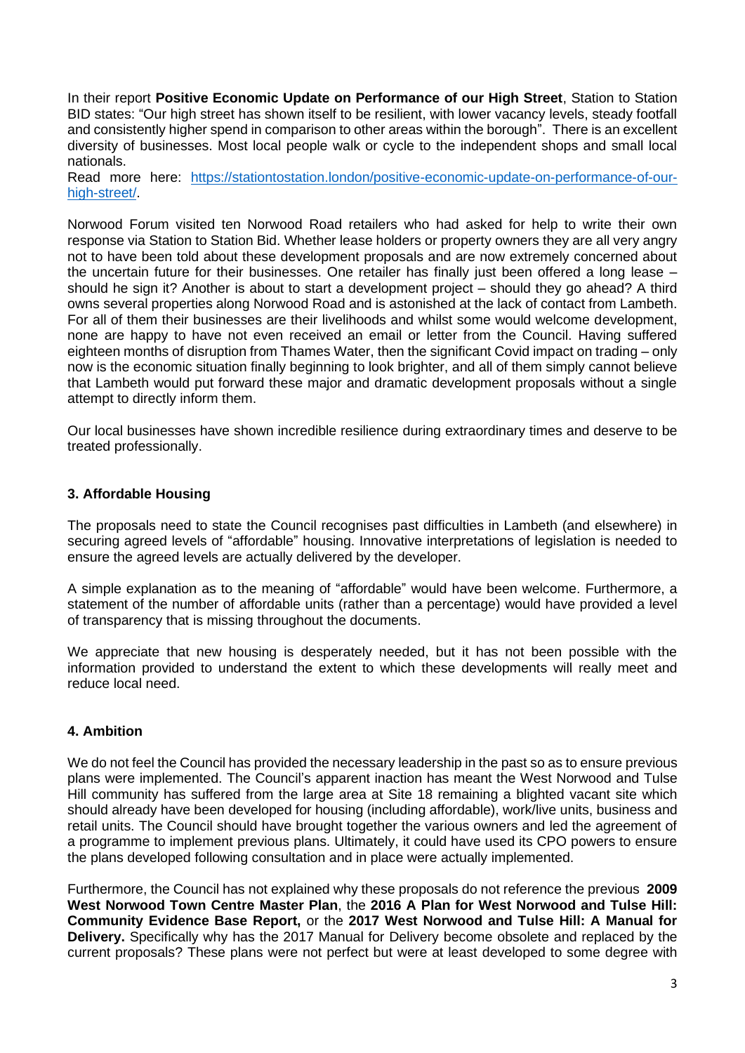In their report **Positive Economic Update on Performance of our High Street**, Station to Station BID states: "Our high street has shown itself to be resilient, with lower vacancy levels, steady footfall and consistently higher spend in comparison to other areas within the borough". There is an excellent diversity of businesses. Most local people walk or cycle to the independent shops and small local nationals.
Read more here: [https://stationtostation.london/positive-economic-update-on-performance-of-our-high-street/](https://stationtostation.london/positive-economic-update-on-performance-of-our-high-street/).

Norwood Forum visited ten Norwood Road retailers who had asked for help to write their own response via Station to Station Bid. Whether lease holders or property owners they are all very angry not to have been told about these development proposals and are now extremely concerned about the uncertain future for their businesses. One retailer has finally just been offered a long lease – should he sign it? Another is about to start a development project – should they go ahead? A third owns several properties along Norwood Road and is astonished at the lack of contact from Lambeth. For all of them their businesses are their livelihoods and whilst some would welcome development, none are happy to have not even received an email or letter from the Council. Having suffered eighteen months of disruption from Thames Water, then the significant Covid impact on trading – only now is the economic situation finally beginning to look brighter, and all of them simply cannot believe that Lambeth would put forward these major and dramatic development proposals without a single attempt to directly inform them.

Our local businesses have shown incredible resilience during extraordinary times and deserve to be treated professionally.

### 3. Affordable Housing

The proposals need to state the Council recognises past difficulties in Lambeth (and elsewhere) in securing agreed levels of "affordable" housing. Innovative interpretations of legislation is needed to ensure the agreed levels are actually delivered by the developer.

A simple explanation as to the meaning of "affordable" would have been welcome. Furthermore, a statement of the number of affordable units (rather than a percentage) would have provided a level of transparency that is missing throughout the documents.

We appreciate that new housing is desperately needed, but it has not been possible with the information provided to understand the extent to which these developments will really meet and reduce local need.

### 4. Ambition

We do not feel the Council has provided the necessary leadership in the past so as to ensure previous plans were implemented. The Council's apparent inaction has meant the West Norwood and Tulse Hill community has suffered from the large area at Site 18 remaining a blighted vacant site which should already have been developed for housing (including affordable), work/live units, business and retail units. The Council should have brought together the various owners and led the agreement of a programme to implement previous plans. Ultimately, it could have used its CPO powers to ensure the plans developed following consultation and in place were actually implemented.

Furthermore, the Council has not explained why these proposals do not reference the previous **2009 West Norwood Town Centre Master Plan**, the **2016 A Plan for West Norwood and Tulse Hill: Community Evidence Base Report,** or the **2017 West Norwood and Tulse Hill: A Manual for Delivery.** Specifically why has the 2017 Manual for Delivery become obsolete and replaced by the current proposals? These plans were not perfect but were at least developed to some degree with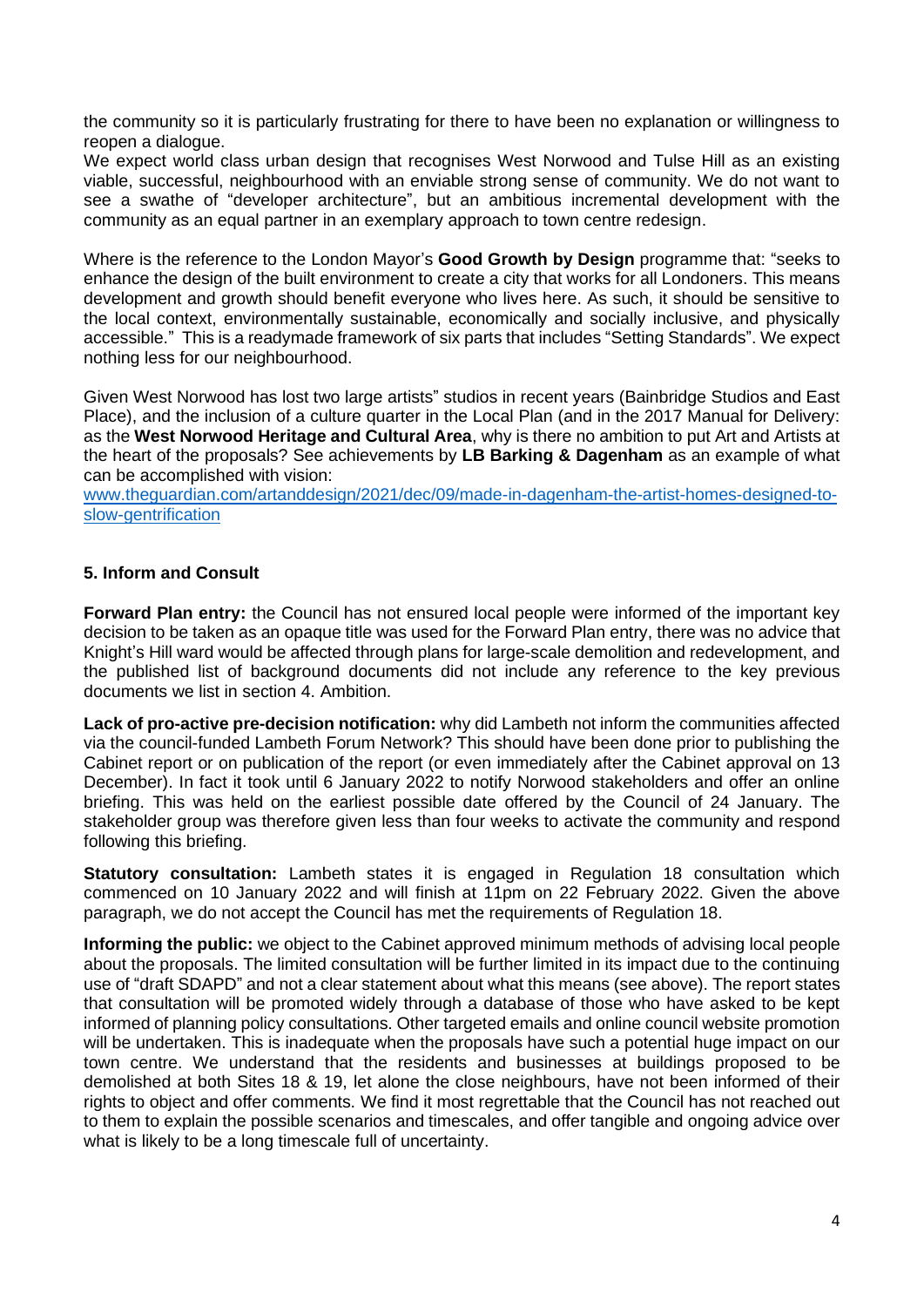the community so it is particularly frustrating for there to have been no explanation or willingness to reopen a dialogue.

We expect world class urban design that recognises West Norwood and Tulse Hill as an existing viable, successful, neighbourhood with an enviable strong sense of community. We do not want to see a swathe of "developer architecture", but an ambitious incremental development with the community as an equal partner in an exemplary approach to town centre redesign.

Where is the reference to the London Mayor's **Good Growth by Design** programme that: "seeks to enhance the design of the built environment to create a city that works for all Londoners. This means development and growth should benefit everyone who lives here. As such, it should be sensitive to the local context, environmentally sustainable, economically and socially inclusive, and physically accessible." This is a readymade framework of six parts that includes "Setting Standards". We expect nothing less for our neighbourhood.

Given West Norwood has lost two large artists" studios in recent years (Bainbridge Studios and East Place), and the inclusion of a culture quarter in the Local Plan (and in the 2017 Manual for Delivery: as the **West Norwood Heritage and Cultural Area**, why is there no ambition to put Art and Artists at the heart of the proposals? See achievements by **LB Barking & Dagenham** as an example of what can be accomplished with vision:
[www.theguardian.com/artanddesign/2021/dec/09/made-in-dagenham-the-artist-homes-designed-to-slow-gentrification](www.theguardian.com/artanddesign/2021/dec/09/made-in-dagenham-the-artist-homes-designed-to-slow-gentrification)

### 5. Inform and Consult

**Forward Plan entry:** the Council has not ensured local people were informed of the important key decision to be taken as an opaque title was used for the Forward Plan entry, there was no advice that Knight's Hill ward would be affected through plans for large-scale demolition and redevelopment, and the published list of background documents did not include any reference to the key previous documents we list in section 4. Ambition.

**Lack of pro-active pre-decision notification:** why did Lambeth not inform the communities affected via the council-funded Lambeth Forum Network? This should have been done prior to publishing the Cabinet report or on publication of the report (or even immediately after the Cabinet approval on 13 December). In fact it took until 6 January 2022 to notify Norwood stakeholders and offer an online briefing. This was held on the earliest possible date offered by the Council of 24 January. The stakeholder group was therefore given less than four weeks to activate the community and respond following this briefing.

**Statutory consultation:** Lambeth states it is engaged in Regulation 18 consultation which commenced on 10 January 2022 and will finish at 11pm on 22 February 2022. Given the above paragraph, we do not accept the Council has met the requirements of Regulation 18.

**Informing the public:** we object to the Cabinet approved minimum methods of advising local people about the proposals. The limited consultation will be further limited in its impact due to the continuing use of "draft SDAPD" and not a clear statement about what this means (see above). The report states that consultation will be promoted widely through a database of those who have asked to be kept informed of planning policy consultations. Other targeted emails and online council website promotion will be undertaken. This is inadequate when the proposals have such a potential huge impact on our town centre. We understand that the residents and businesses at buildings proposed to be demolished at both Sites 18 & 19, let alone the close neighbours, have not been informed of their rights to object and offer comments. We find it most regrettable that the Council has not reached out to them to explain the possible scenarios and timescales, and offer tangible and ongoing advice over what is likely to be a long timescale full of uncertainty.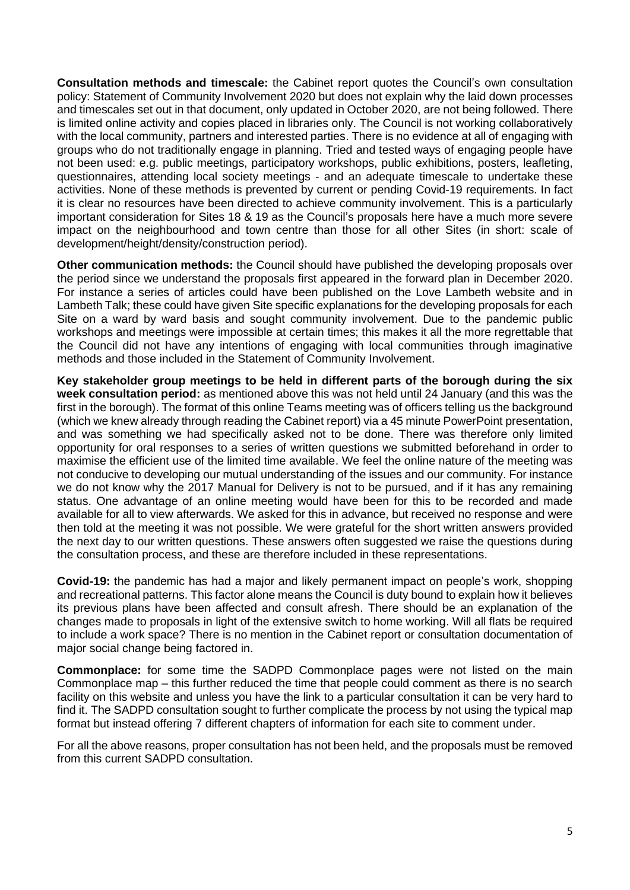**Consultation methods and timescale:** the Cabinet report quotes the Council's own consultation policy: Statement of Community Involvement 2020 but does not explain why the laid down processes and timescales set out in that document, only updated in October 2020, are not being followed. There is limited online activity and copies placed in libraries only. The Council is not working collaboratively with the local community, partners and interested parties. There is no evidence at all of engaging with groups who do not traditionally engage in planning. Tried and tested ways of engaging people have not been used: e.g. public meetings, participatory workshops, public exhibitions, posters, leafleting, questionnaires, attending local society meetings - and an adequate timescale to undertake these activities. None of these methods is prevented by current or pending Covid-19 requirements. In fact it is clear no resources have been directed to achieve community involvement. This is a particularly important consideration for Sites 18 & 19 as the Council's proposals here have a much more severe impact on the neighbourhood and town centre than those for all other Sites (in short: scale of development/height/density/construction period).

**Other communication methods:** the Council should have published the developing proposals over the period since we understand the proposals first appeared in the forward plan in December 2020. For instance a series of articles could have been published on the Love Lambeth website and in Lambeth Talk; these could have given Site specific explanations for the developing proposals for each Site on a ward by ward basis and sought community involvement. Due to the pandemic public workshops and meetings were impossible at certain times; this makes it all the more regrettable that the Council did not have any intentions of engaging with local communities through imaginative methods and those included in the Statement of Community Involvement.

**Key stakeholder group meetings to be held in different parts of the borough during the six week consultation period:** as mentioned above this was not held until 24 January (and this was the first in the borough). The format of this online Teams meeting was of officers telling us the background (which we knew already through reading the Cabinet report) via a 45 minute PowerPoint presentation, and was something we had specifically asked not to be done. There was therefore only limited opportunity for oral responses to a series of written questions we submitted beforehand in order to maximise the efficient use of the limited time available. We feel the online nature of the meeting was not conducive to developing our mutual understanding of the issues and our community. For instance we do not know why the 2017 Manual for Delivery is not to be pursued, and if it has any remaining status. One advantage of an online meeting would have been for this to be recorded and made available for all to view afterwards. We asked for this in advance, but received no response and were then told at the meeting it was not possible. We were grateful for the short written answers provided the next day to our written questions. These answers often suggested we raise the questions during the consultation process, and these are therefore included in these representations.

**Covid-19:** the pandemic has had a major and likely permanent impact on people's work, shopping and recreational patterns. This factor alone means the Council is duty bound to explain how it believes its previous plans have been affected and consult afresh. There should be an explanation of the changes made to proposals in light of the extensive switch to home working. Will all flats be required to include a work space? There is no mention in the Cabinet report or consultation documentation of major social change being factored in.

**Commonplace:** for some time the SADPD Commonplace pages were not listed on the main Commonplace map – this further reduced the time that people could comment as there is no search facility on this website and unless you have the link to a particular consultation it can be very hard to find it. The SADPD consultation sought to further complicate the process by not using the typical map format but instead offering 7 different chapters of information for each site to comment under.

For all the above reasons, proper consultation has not been held, and the proposals must be removed from this current SADPD consultation.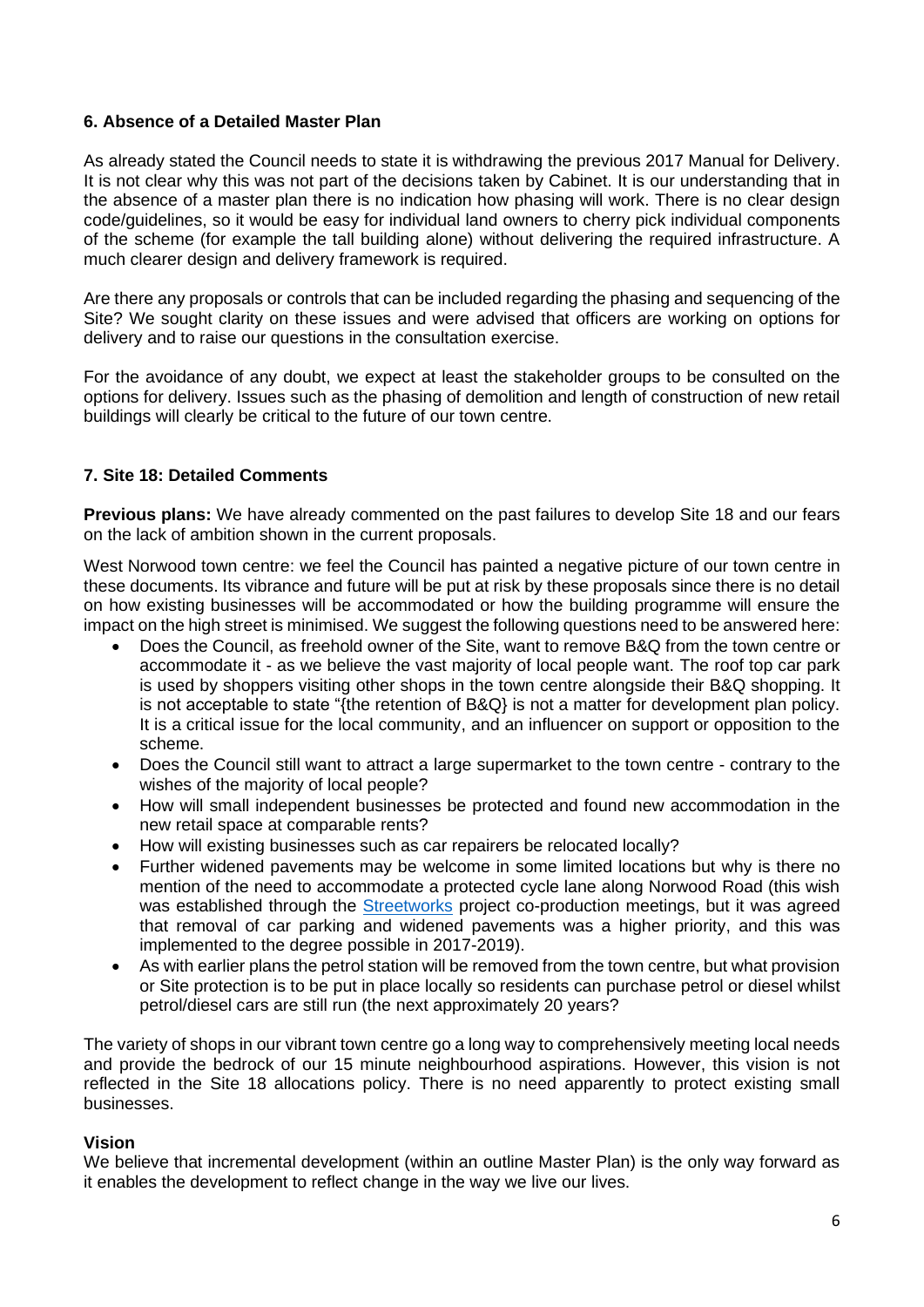### 6. Absence of a Detailed Master Plan

As already stated the Council needs to state it is withdrawing the previous 2017 Manual for Delivery. It is not clear why this was not part of the decisions taken by Cabinet. It is our understanding that in the absence of a master plan there is no indication how phasing will work. There is no clear design code/guidelines, so it would be easy for individual land owners to cherry pick individual components of the scheme (for example the tall building alone) without delivering the required infrastructure. A much clearer design and delivery framework is required.

Are there any proposals or controls that can be included regarding the phasing and sequencing of the Site? We sought clarity on these issues and were advised that officers are working on options for delivery and to raise our questions in the consultation exercise.

For the avoidance of any doubt, we expect at least the stakeholder groups to be consulted on the options for delivery. Issues such as the phasing of demolition and length of construction of new retail buildings will clearly be critical to the future of our town centre.

### 7. Site 18: Detailed Comments

**Previous plans:** We have already commented on the past failures to develop Site 18 and our fears on the lack of ambition shown in the current proposals.

West Norwood town centre: we feel the Council has painted a negative picture of our town centre in these documents. Its vibrance and future will be put at risk by these proposals since there is no detail on how existing businesses will be accommodated or how the building programme will ensure the impact on the high street is minimised. We suggest the following questions need to be answered here:

- Does the Council, as freehold owner of the Site, want to remove B&Q from the town centre or accommodate it - as we believe the vast majority of local people want. The roof top car park is used by shoppers visiting other shops in the town centre alongside their B&Q shopping. It is not acceptable to state "{the retention of B&Q} is not a matter for development plan policy. It is a critical issue for the local community, and an influencer on support or opposition to the scheme.
- Does the Council still want to attract a large supermarket to the town centre - contrary to the wishes of the majority of local people?
- How will small independent businesses be protected and found new accommodation in the new retail space at comparable rents?
- How will existing businesses such as car repairers be relocated locally?
- Further widened pavements may be welcome in some limited locations but why is there no mention of the need to accommodate a protected cycle lane along Norwood Road (this wish was established through the Streetworks project co-production meetings, but it was agreed that removal of car parking and widened pavements was a higher priority, and this was implemented to the degree possible in 2017-2019).
- As with earlier plans the petrol station will be removed from the town centre, but what provision or Site protection is to be put in place locally so residents can purchase petrol or diesel whilst petrol/diesel cars are still run (the next approximately 20 years?

The variety of shops in our vibrant town centre go a long way to comprehensively meeting local needs and provide the bedrock of our 15 minute neighbourhood aspirations. However, this vision is not reflected in the Site 18 allocations policy. There is no need apparently to protect existing small businesses.

#### Vision

We believe that incremental development (within an outline Master Plan) is the only way forward as it enables the development to reflect change in the way we live our lives.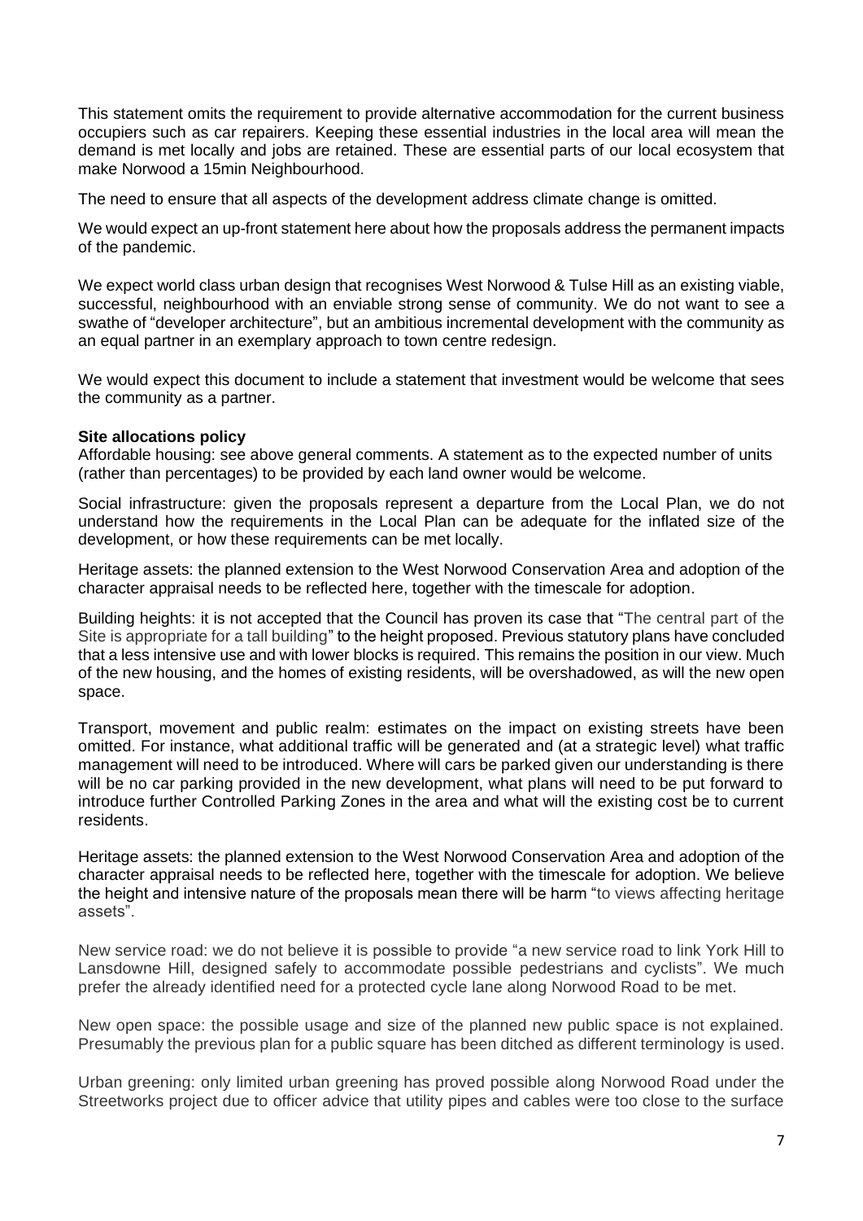This statement omits the requirement to provide alternative accommodation for the current business occupiers such as car repairers. Keeping these essential industries in the local area will mean the demand is met locally and jobs are retained. These are essential parts of our local ecosystem that make Norwood a 15min Neighbourhood.

The need to ensure that all aspects of the development address climate change is omitted.

We would expect an up-front statement here about how the proposals address the permanent impacts of the pandemic.

We expect world class urban design that recognises West Norwood & Tulse Hill as an existing viable, successful, neighbourhood with an enviable strong sense of community. We do not want to see a swathe of "developer architecture", but an ambitious incremental development with the community as an equal partner in an exemplary approach to town centre redesign.

We would expect this document to include a statement that investment would be welcome that sees the community as a partner.

**Site allocations policy**

Affordable housing: see above general comments. A statement as to the expected number of units (rather than percentages) to be provided by each land owner would be welcome.

Social infrastructure: given the proposals represent a departure from the Local Plan, we do not understand how the requirements in the Local Plan can be adequate for the inflated size of the development, or how these requirements can be met locally.

Heritage assets: the planned extension to the West Norwood Conservation Area and adoption of the character appraisal needs to be reflected here, together with the timescale for adoption.

Building heights: it is not accepted that the Council has proven its case that "The central part of the Site is appropriate for a tall building" to the height proposed. Previous statutory plans have concluded that a less intensive use and with lower blocks is required. This remains the position in our view. Much of the new housing, and the homes of existing residents, will be overshadowed, as will the new open space.

Transport, movement and public realm: estimates on the impact on existing streets have been omitted. For instance, what additional traffic will be generated and (at a strategic level) what traffic management will need to be introduced. Where will cars be parked given our understanding is there will be no car parking provided in the new development, what plans will need to be put forward to introduce further Controlled Parking Zones in the area and what will the existing cost be to current residents.

Heritage assets: the planned extension to the West Norwood Conservation Area and adoption of the character appraisal needs to be reflected here, together with the timescale for adoption. We believe the height and intensive nature of the proposals mean there will be harm "to views affecting heritage assets".

New service road: we do not believe it is possible to provide "a new service road to link York Hill to Lansdowne Hill, designed safely to accommodate possible pedestrians and cyclists". We much prefer the already identified need for a protected cycle lane along Norwood Road to be met.

New open space: the possible usage and size of the planned new public space is not explained. Presumably the previous plan for a public square has been ditched as different terminology is used.

Urban greening: only limited urban greening has proved possible along Norwood Road under the Streetworks project due to officer advice that utility pipes and cables were too close to the surface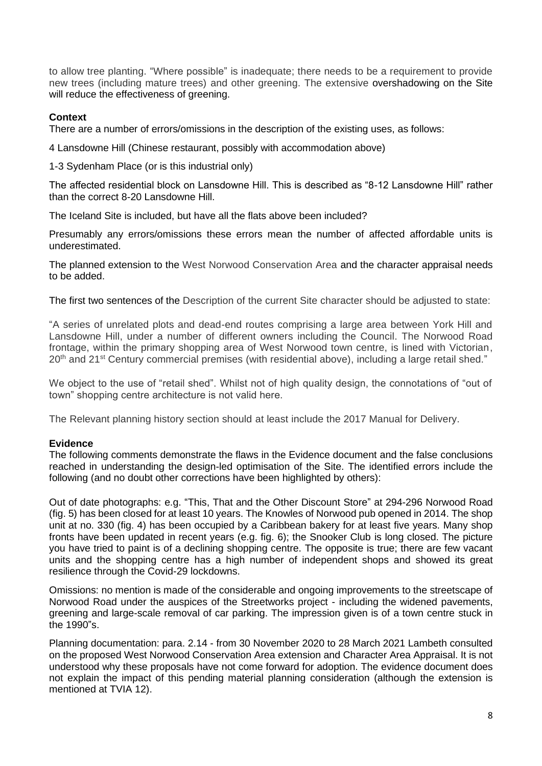to allow tree planting. "Where possible" is inadequate; there needs to be a requirement to provide new trees (including mature trees) and other greening. The extensive overshadowing on the Site will reduce the effectiveness of greening.

**Context**

There are a number of errors/omissions in the description of the existing uses, as follows:

4 Lansdowne Hill (Chinese restaurant, possibly with accommodation above)

1-3 Sydenham Place (or is this industrial only)

The affected residential block on Lansdowne Hill. This is described as "8-12 Lansdowne Hill" rather than the correct 8-20 Lansdowne Hill.

The Iceland Site is included, but have all the flats above been included?

Presumably any errors/omissions these errors mean the number of affected affordable units is underestimated.

The planned extension to the West Norwood Conservation Area and the character appraisal needs to be added.

The first two sentences of the Description of the current Site character should be adjusted to state:

"A series of unrelated plots and dead-end routes comprising a large area between York Hill and Lansdowne Hill, under a number of different owners including the Council. The Norwood Road frontage, within the primary shopping area of West Norwood town centre, is lined with Victorian, 20th and 21st Century commercial premises (with residential above), including a large retail shed."

We object to the use of "retail shed". Whilst not of high quality design, the connotations of "out of town" shopping centre architecture is not valid here.

The Relevant planning history section should at least include the 2017 Manual for Delivery.

**Evidence**

The following comments demonstrate the flaws in the Evidence document and the false conclusions reached in understanding the design-led optimisation of the Site. The identified errors include the following (and no doubt other corrections have been highlighted by others):

Out of date photographs: e.g. "This, That and the Other Discount Store" at 294-296 Norwood Road (fig. 5) has been closed for at least 10 years. The Knowles of Norwood pub opened in 2014. The shop unit at no. 330 (fig. 4) has been occupied by a Caribbean bakery for at least five years. Many shop fronts have been updated in recent years (e.g. fig. 6); the Snooker Club is long closed. The picture you have tried to paint is of a declining shopping centre. The opposite is true; there are few vacant units and the shopping centre has a high number of independent shops and showed its great resilience through the Covid-29 lockdowns.

Omissions: no mention is made of the considerable and ongoing improvements to the streetscape of Norwood Road under the auspices of the Streetworks project - including the widened pavements, greening and large-scale removal of car parking. The impression given is of a town centre stuck in the 1990"s.

Planning documentation: para. 2.14 - from 30 November 2020 to 28 March 2021 Lambeth consulted on the proposed West Norwood Conservation Area extension and Character Area Appraisal. It is not understood why these proposals have not come forward for adoption. The evidence document does not explain the impact of this pending material planning consideration (although the extension is mentioned at TVIA 12).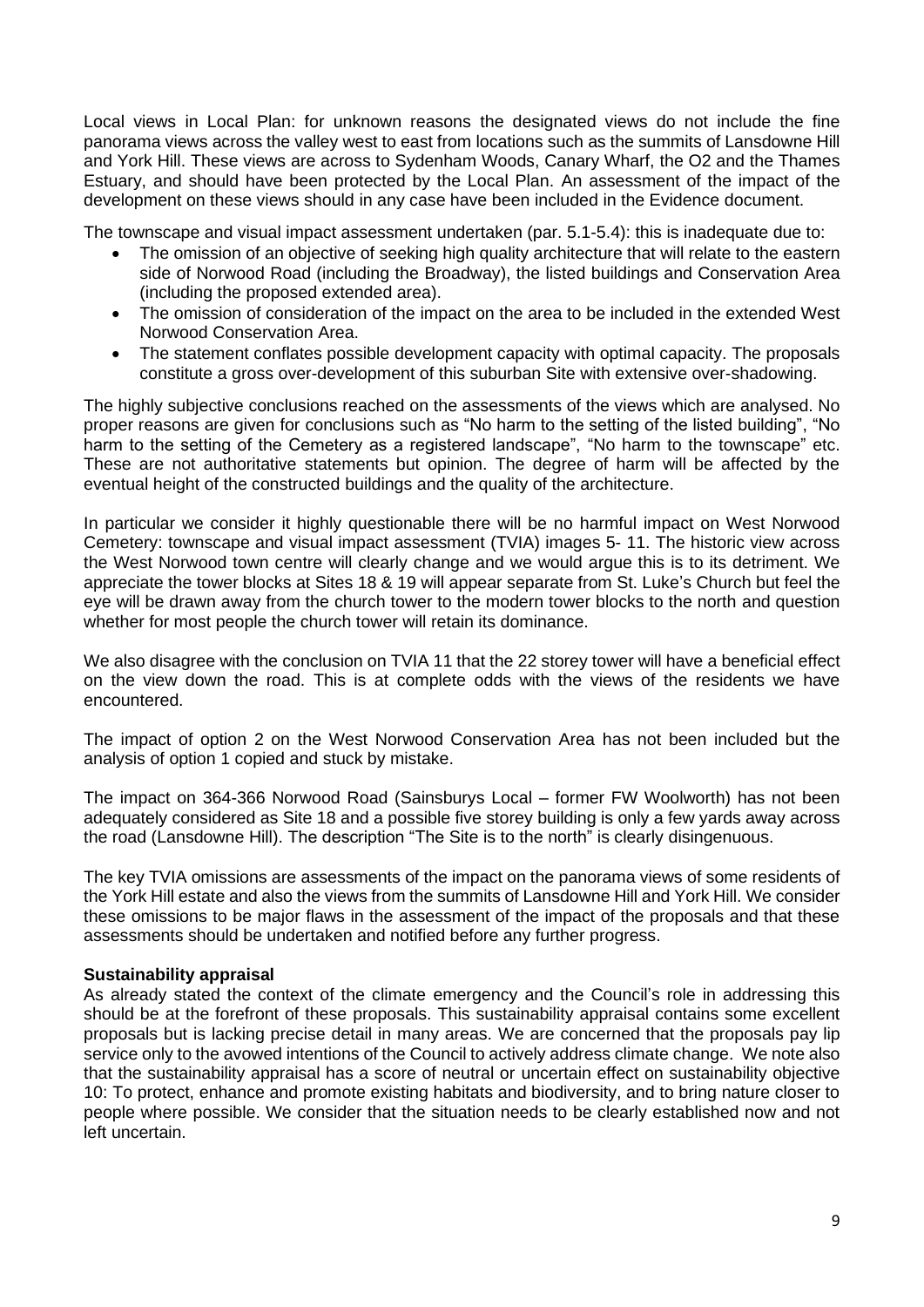Local views in Local Plan: for unknown reasons the designated views do not include the fine panorama views across the valley west to east from locations such as the summits of Lansdowne Hill and York Hill. These views are across to Sydenham Woods, Canary Wharf, the O2 and the Thames Estuary, and should have been protected by the Local Plan. An assessment of the impact of the development on these views should in any case have been included in the Evidence document.

The townscape and visual impact assessment undertaken (par. 5.1-5.4): this is inadequate due to:

- The omission of an objective of seeking high quality architecture that will relate to the eastern side of Norwood Road (including the Broadway), the listed buildings and Conservation Area (including the proposed extended area).
- The omission of consideration of the impact on the area to be included in the extended West Norwood Conservation Area.
- The statement conflates possible development capacity with optimal capacity. The proposals constitute a gross over-development of this suburban Site with extensive over-shadowing.

The highly subjective conclusions reached on the assessments of the views which are analysed. No proper reasons are given for conclusions such as "No harm to the setting of the listed building", "No harm to the setting of the Cemetery as a registered landscape", "No harm to the townscape" etc. These are not authoritative statements but opinion. The degree of harm will be affected by the eventual height of the constructed buildings and the quality of the architecture.

In particular we consider it highly questionable there will be no harmful impact on West Norwood Cemetery: townscape and visual impact assessment (TVIA) images 5- 11. The historic view across the West Norwood town centre will clearly change and we would argue this is to its detriment. We appreciate the tower blocks at Sites 18 & 19 will appear separate from St. Luke's Church but feel the eye will be drawn away from the church tower to the modern tower blocks to the north and question whether for most people the church tower will retain its dominance.

We also disagree with the conclusion on TVIA 11 that the 22 storey tower will have a beneficial effect on the view down the road. This is at complete odds with the views of the residents we have encountered.

The impact of option 2 on the West Norwood Conservation Area has not been included but the analysis of option 1 copied and stuck by mistake.

The impact on 364-366 Norwood Road (Sainsburys Local – former FW Woolworth) has not been adequately considered as Site 18 and a possible five storey building is only a few yards away across the road (Lansdowne Hill). The description "The Site is to the north" is clearly disingenuous.

The key TVIA omissions are assessments of the impact on the panorama views of some residents of the York Hill estate and also the views from the summits of Lansdowne Hill and York Hill. We consider these omissions to be major flaws in the assessment of the impact of the proposals and that these assessments should be undertaken and notified before any further progress.

**Sustainability appraisal**

As already stated the context of the climate emergency and the Council's role in addressing this should be at the forefront of these proposals. This sustainability appraisal contains some excellent proposals but is lacking precise detail in many areas. We are concerned that the proposals pay lip service only to the avowed intentions of the Council to actively address climate change. We note also that the sustainability appraisal has a score of neutral or uncertain effect on sustainability objective 10: To protect, enhance and promote existing habitats and biodiversity, and to bring nature closer to people where possible. We consider that the situation needs to be clearly established now and not left uncertain.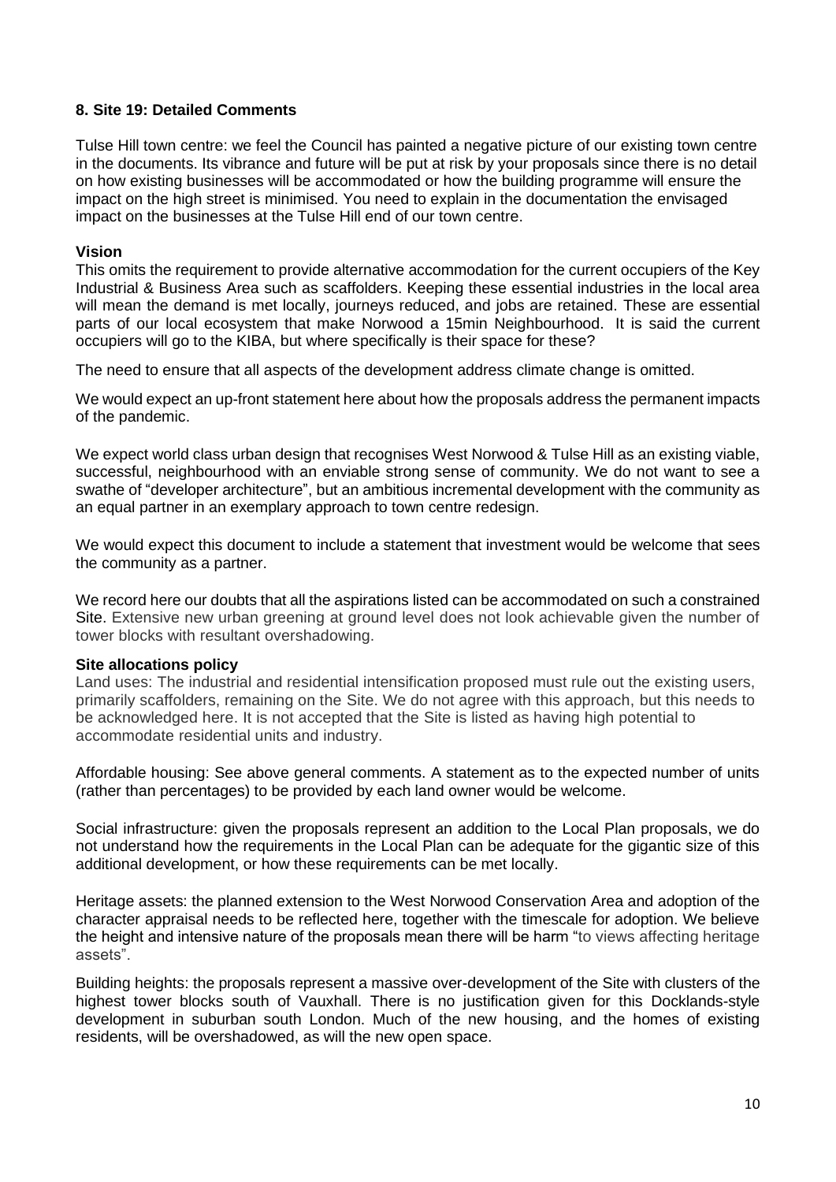## 8. Site 19: Detailed Comments

Tulse Hill town centre: we feel the Council has painted a negative picture of our existing town centre in the documents. Its vibrance and future will be put at risk by your proposals since there is no detail on how existing businesses will be accommodated or how the building programme will ensure the impact on the high street is minimised. You need to explain in the documentation the envisaged impact on the businesses at the Tulse Hill end of our town centre.

### Vision

This omits the requirement to provide alternative accommodation for the current occupiers of the Key Industrial & Business Area such as scaffolders. Keeping these essential industries in the local area will mean the demand is met locally, journeys reduced, and jobs are retained. These are essential parts of our local ecosystem that make Norwood a 15min Neighbourhood. It is said the current occupiers will go to the KIBA, but where specifically is their space for these?

The need to ensure that all aspects of the development address climate change is omitted.

We would expect an up-front statement here about how the proposals address the permanent impacts of the pandemic.

We expect world class urban design that recognises West Norwood & Tulse Hill as an existing viable, successful, neighbourhood with an enviable strong sense of community. We do not want to see a swathe of "developer architecture", but an ambitious incremental development with the community as an equal partner in an exemplary approach to town centre redesign.

We would expect this document to include a statement that investment would be welcome that sees the community as a partner.

We record here our doubts that all the aspirations listed can be accommodated on such a constrained Site. Extensive new urban greening at ground level does not look achievable given the number of tower blocks with resultant overshadowing.

### Site allocations policy

Land uses: The industrial and residential intensification proposed must rule out the existing users, primarily scaffolders, remaining on the Site. We do not agree with this approach, but this needs to be acknowledged here. It is not accepted that the Site is listed as having high potential to accommodate residential units and industry.

Affordable housing: See above general comments. A statement as to the expected number of units (rather than percentages) to be provided by each land owner would be welcome.

Social infrastructure: given the proposals represent an addition to the Local Plan proposals, we do not understand how the requirements in the Local Plan can be adequate for the gigantic size of this additional development, or how these requirements can be met locally.

Heritage assets: the planned extension to the West Norwood Conservation Area and adoption of the character appraisal needs to be reflected here, together with the timescale for adoption. We believe the height and intensive nature of the proposals mean there will be harm "to views affecting heritage assets".

Building heights: the proposals represent a massive over-development of the Site with clusters of the highest tower blocks south of Vauxhall. There is no justification given for this Docklands-style development in suburban south London. Much of the new housing, and the homes of existing residents, will be overshadowed, as will the new open space.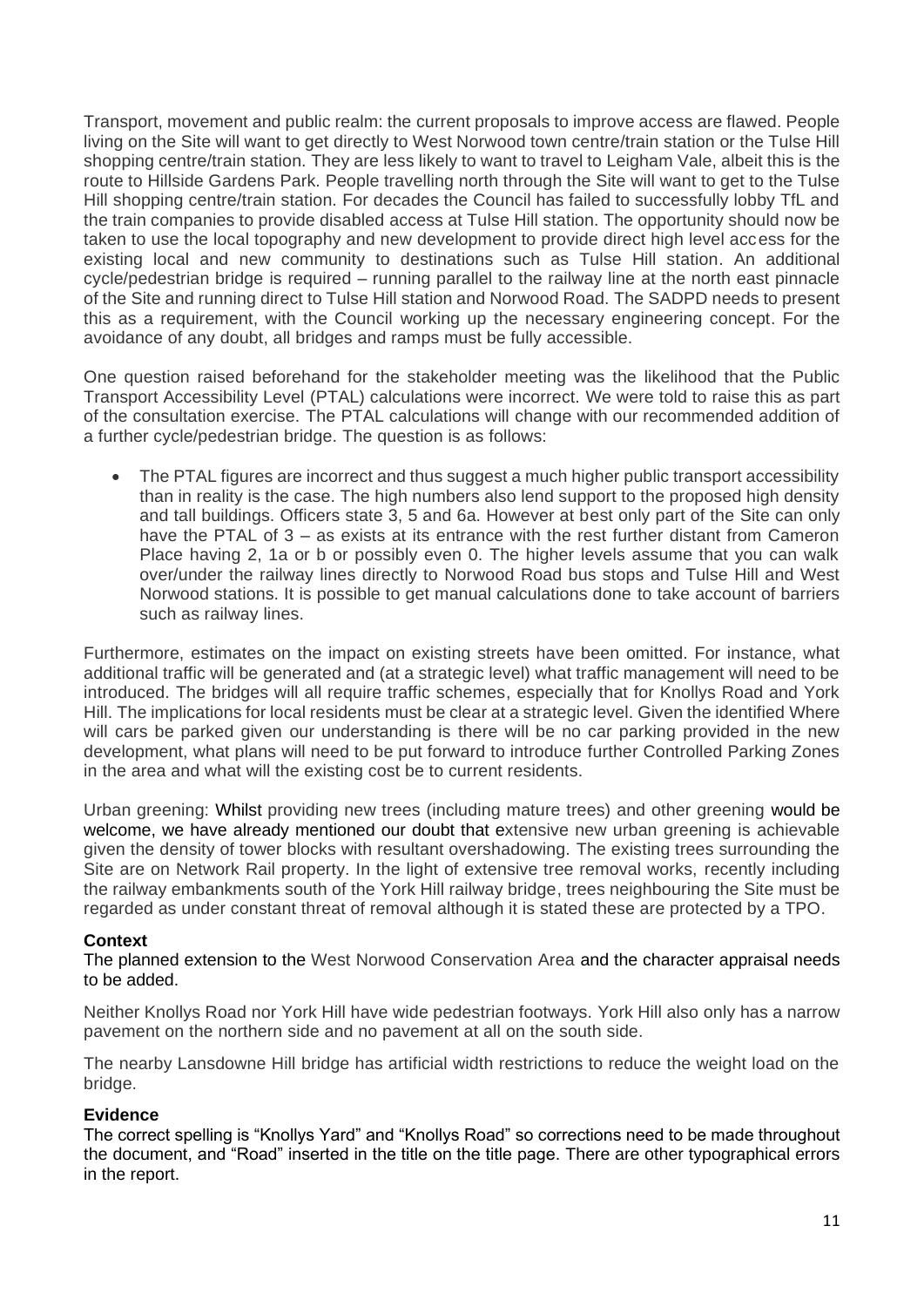Transport, movement and public realm: the current proposals to improve access are flawed. People living on the Site will want to get directly to West Norwood town centre/train station or the Tulse Hill shopping centre/train station. They are less likely to want to travel to Leigham Vale, albeit this is the route to Hillside Gardens Park. People travelling north through the Site will want to get to the Tulse Hill shopping centre/train station. For decades the Council has failed to successfully lobby TfL and the train companies to provide disabled access at Tulse Hill station. The opportunity should now be taken to use the local topography and new development to provide direct high level access for the existing local and new community to destinations such as Tulse Hill station. An additional cycle/pedestrian bridge is required – running parallel to the railway line at the north east pinnacle of the Site and running direct to Tulse Hill station and Norwood Road. The SADPD needs to present this as a requirement, with the Council working up the necessary engineering concept. For the avoidance of any doubt, all bridges and ramps must be fully accessible.

One question raised beforehand for the stakeholder meeting was the likelihood that the Public Transport Accessibility Level (PTAL) calculations were incorrect. We were told to raise this as part of the consultation exercise. The PTAL calculations will change with our recommended addition of a further cycle/pedestrian bridge. The question is as follows:

- The PTAL figures are incorrect and thus suggest a much higher public transport accessibility than in reality is the case. The high numbers also lend support to the proposed high density and tall buildings. Officers state 3, 5 and 6a. However at best only part of the Site can only have the PTAL of 3 – as exists at its entrance with the rest further distant from Cameron Place having 2, 1a or b or possibly even 0. The higher levels assume that you can walk over/under the railway lines directly to Norwood Road bus stops and Tulse Hill and West Norwood stations. It is possible to get manual calculations done to take account of barriers such as railway lines.

Furthermore, estimates on the impact on existing streets have been omitted. For instance, what additional traffic will be generated and (at a strategic level) what traffic management will need to be introduced. The bridges will all require traffic schemes, especially that for Knollys Road and York Hill. The implications for local residents must be clear at a strategic level. Given the identified Where will cars be parked given our understanding is there will be no car parking provided in the new development, what plans will need to be put forward to introduce further Controlled Parking Zones in the area and what will the existing cost be to current residents.

Urban greening: Whilst providing new trees (including mature trees) and other greening would be welcome, we have already mentioned our doubt that extensive new urban greening is achievable given the density of tower blocks with resultant overshadowing. The existing trees surrounding the Site are on Network Rail property. In the light of extensive tree removal works, recently including the railway embankments south of the York Hill railway bridge, trees neighbouring the Site must be regarded as under constant threat of removal although it is stated these are protected by a TPO.

**Context**

The planned extension to the West Norwood Conservation Area and the character appraisal needs to be added.

Neither Knollys Road nor York Hill have wide pedestrian footways. York Hill also only has a narrow pavement on the northern side and no pavement at all on the south side.

The nearby Lansdowne Hill bridge has artificial width restrictions to reduce the weight load on the bridge.

**Evidence**

The correct spelling is "Knollys Yard" and "Knollys Road" so corrections need to be made throughout the document, and "Road" inserted in the title on the title page. There are other typographical errors in the report.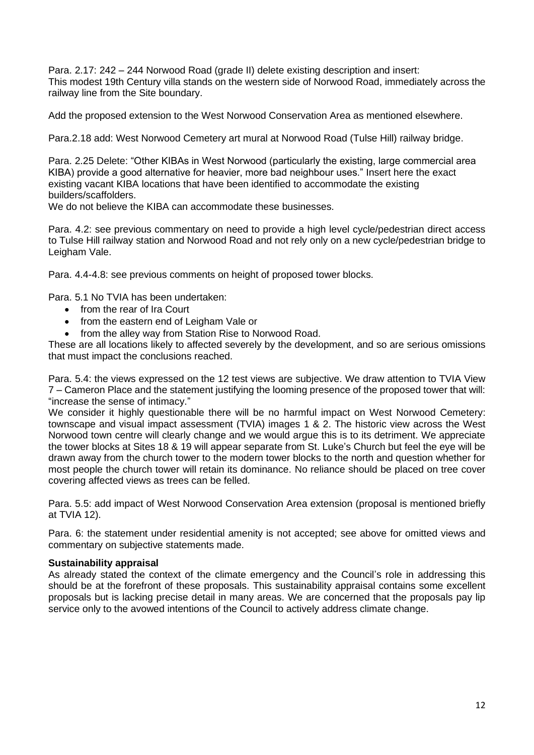Para. 2.17: 242 – 244 Norwood Road (grade II) delete existing description and insert:
This modest 19th Century villa stands on the western side of Norwood Road, immediately across the railway line from the Site boundary.

Add the proposed extension to the West Norwood Conservation Area as mentioned elsewhere.

Para.2.18 add: West Norwood Cemetery art mural at Norwood Road (Tulse Hill) railway bridge.

Para. 2.25 Delete: "Other KIBAs in West Norwood (particularly the existing, large commercial area KIBA) provide a good alternative for heavier, more bad neighbour uses." Insert here the exact existing vacant KIBA locations that have been identified to accommodate the existing builders/scaffolders.
We do not believe the KIBA can accommodate these businesses.

Para. 4.2: see previous commentary on need to provide a high level cycle/pedestrian direct access to Tulse Hill railway station and Norwood Road and not rely only on a new cycle/pedestrian bridge to Leigham Vale.

Para. 4.4-4.8: see previous comments on height of proposed tower blocks.

Para. 5.1 No TVIA has been undertaken:

- from the rear of Ira Court
- from the eastern end of Leigham Vale or
- from the alley way from Station Rise to Norwood Road.

These are all locations likely to affected severely by the development, and so are serious omissions that must impact the conclusions reached.

Para. 5.4: the views expressed on the 12 test views are subjective. We draw attention to TVIA View 7 – Cameron Place and the statement justifying the looming presence of the proposed tower that will: "increase the sense of intimacy."
We consider it highly questionable there will be no harmful impact on West Norwood Cemetery: townscape and visual impact assessment (TVIA) images 1 & 2. The historic view across the West Norwood town centre will clearly change and we would argue this is to its detriment. We appreciate the tower blocks at Sites 18 & 19 will appear separate from St. Luke's Church but feel the eye will be drawn away from the church tower to the modern tower blocks to the north and question whether for most people the church tower will retain its dominance. No reliance should be placed on tree cover covering affected views as trees can be felled.

Para. 5.5: add impact of West Norwood Conservation Area extension (proposal is mentioned briefly at TVIA 12).

Para. 6: the statement under residential amenity is not accepted; see above for omitted views and commentary on subjective statements made.

**Sustainability appraisal**

As already stated the context of the climate emergency and the Council's role in addressing this should be at the forefront of these proposals. This sustainability appraisal contains some excellent proposals but is lacking precise detail in many areas. We are concerned that the proposals pay lip service only to the avowed intentions of the Council to actively address climate change.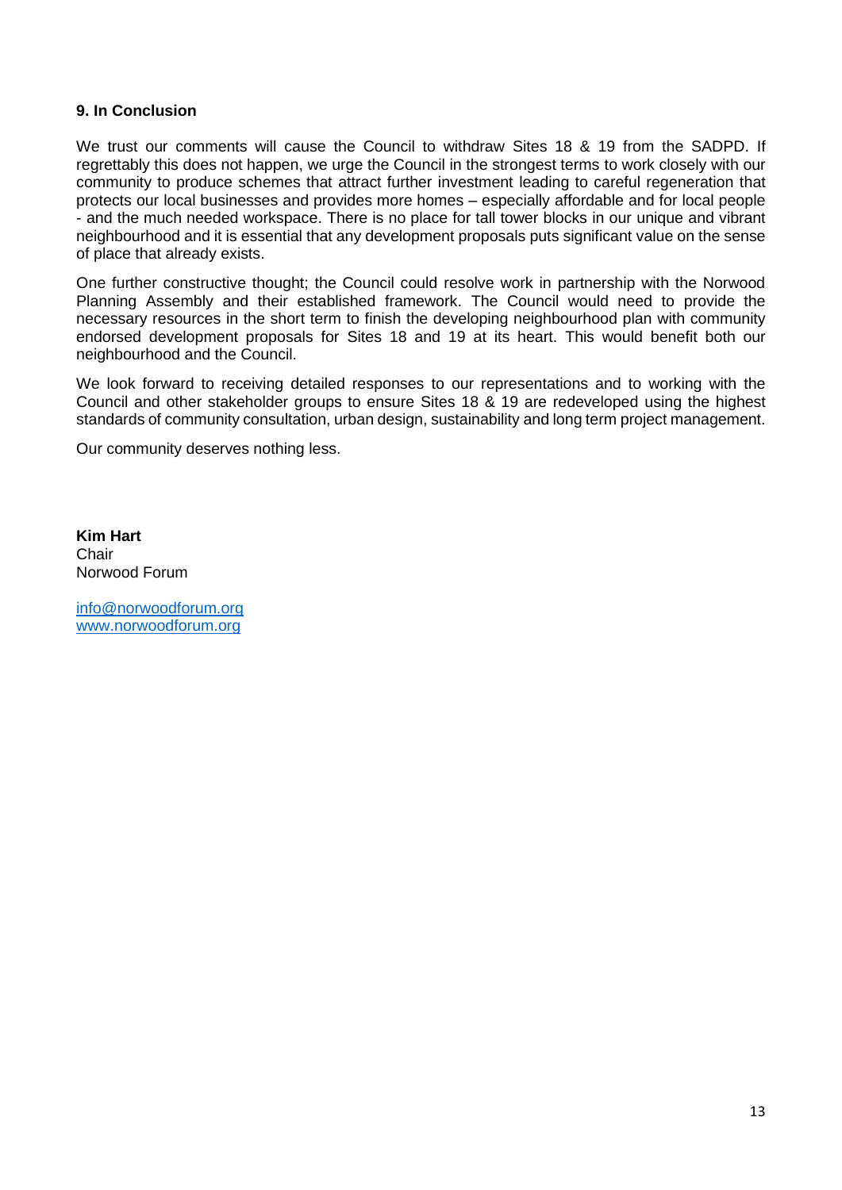### 9. In Conclusion

We trust our comments will cause the Council to withdraw Sites 18 & 19 from the SADPD. If regrettably this does not happen, we urge the Council in the strongest terms to work closely with our community to produce schemes that attract further investment leading to careful regeneration that protects our local businesses and provides more homes – especially affordable and for local people - and the much needed workspace. There is no place for tall tower blocks in our unique and vibrant neighbourhood and it is essential that any development proposals puts significant value on the sense of place that already exists.

One further constructive thought; the Council could resolve work in partnership with the Norwood Planning Assembly and their established framework. The Council would need to provide the necessary resources in the short term to finish the developing neighbourhood plan with community endorsed development proposals for Sites 18 and 19 at its heart. This would benefit both our neighbourhood and the Council.

We look forward to receiving detailed responses to our representations and to working with the Council and other stakeholder groups to ensure Sites 18 & 19 are redeveloped using the highest standards of community consultation, urban design, sustainability and long term project management.

Our community deserves nothing less.

**Kim Hart**
Chair
Norwood Forum

info@norwoodforum.org
www.norwoodforum.org